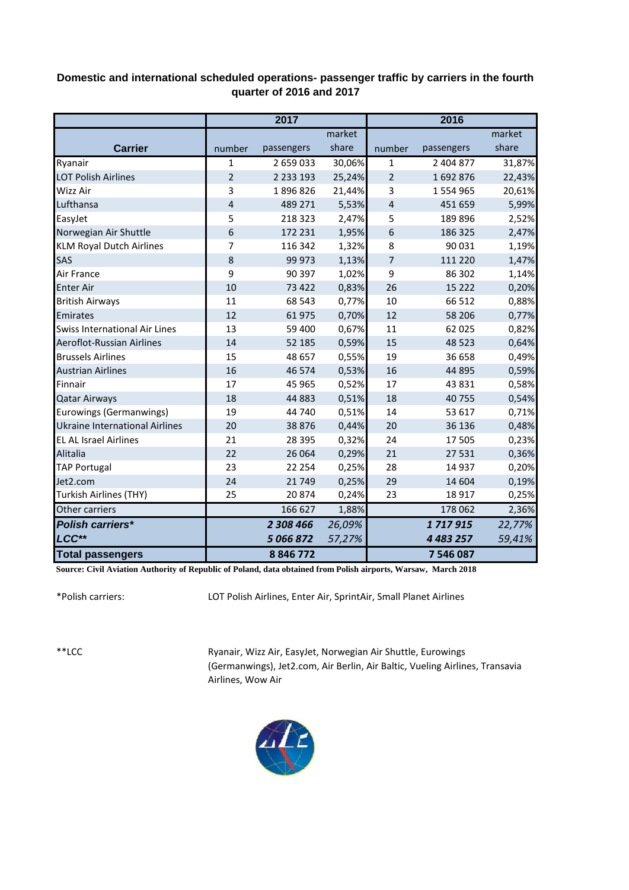**Domestic and international scheduled operations- passenger traffic by carriers in the fourth quarter of 2016 and 2017**

| Carrier | 2017 | | | 2016 | | |
|---|---|---|---|---|---|---|
| | number | passengers | market share | number | passengers | market share |
| Ryanair | 1 | 2 659 033 | 30,06% | 1 | 2 404 877 | 31,87% |
| LOT Polish Airlines | 2 | 2 233 193 | 25,24% | 2 | 1 692 876 | 22,43% |
| Wizz Air | 3 | 1 896 826 | 21,44% | 3 | 1 554 965 | 20,61% |
| Lufthansa | 4 | 489 271 | 5,53% | 4 | 451 659 | 5,99% |
| EasyJet | 5 | 218 323 | 2,47% | 5 | 189 896 | 2,52% |
| Norwegian Air Shuttle | 6 | 172 231 | 1,95% | 6 | 186 325 | 2,47% |
| KLM Royal Dutch Airlines | 7 | 116 342 | 1,32% | 8 | 90 031 | 1,19% |
| SAS | 8 | 99 973 | 1,13% | 7 | 111 220 | 1,47% |
| Air France | 9 | 90 397 | 1,02% | 9 | 86 302 | 1,14% |
| Enter Air | 10 | 73 422 | 0,83% | 26 | 15 222 | 0,20% |
| British Airways | 11 | 68 543 | 0,77% | 10 | 66 512 | 0,88% |
| Emirates | 12 | 61 975 | 0,70% | 12 | 58 206 | 0,77% |
| Swiss International Air Lines | 13 | 59 400 | 0,67% | 11 | 62 025 | 0,82% |
| Aeroflot-Russian Airlines | 14 | 52 185 | 0,59% | 15 | 48 523 | 0,64% |
| Brussels Airlines | 15 | 48 657 | 0,55% | 19 | 36 658 | 0,49% |
| Austrian Airlines | 16 | 46 574 | 0,53% | 16 | 44 895 | 0,59% |
| Finnair | 17 | 45 965 | 0,52% | 17 | 43 831 | 0,58% |
| Qatar Airways | 18 | 44 883 | 0,51% | 18 | 40 755 | 0,54% |
| Eurowings (Germanwings) | 19 | 44 740 | 0,51% | 14 | 53 617 | 0,71% |
| Ukraine International Airlines | 20 | 38 876 | 0,44% | 20 | 36 136 | 0,48% |
| EL AL Israel Airlines | 21 | 28 395 | 0,32% | 24 | 17 505 | 0,23% |
| Alitalia | 22 | 26 064 | 0,29% | 21 | 27 531 | 0,36% |
| TAP Portugal | 23 | 22 254 | 0,25% | 28 | 14 937 | 0,20% |
| Jet2.com | 24 | 21 749 | 0,25% | 29 | 14 604 | 0,19% |
| Turkish Airlines (THY) | 25 | 20 874 | 0,24% | 23 | 18 917 | 0,25% |
| Other carriers | | 166 627 | 1,88% | | 178 062 | 2,36% |
| ***Polish carriers**** | | ***2 308 466*** | *26,09%* | | ***1 717 915*** | *22,77%* |
| ***LCC***** | | ***5 066 872*** | *57,27%* | | ***4 483 257*** | *59,41%* |
| **Total passengers** | | **8 846 772** | | | **7 546 087** | |

**Source: Civil Aviation Authority of Republic of Poland, data obtained from Polish airports, Warsaw, March 2018**

*Polish carriers: LOT Polish Airlines, Enter Air, SprintAir, Small Planet Airlines

**LCC Ryanair, Wizz Air, EasyJet, Norwegian Air Shuttle, Eurowings (Germanwings), Jet2.com, Air Berlin, Air Baltic, Vueling Airlines, Transavia Airlines, Wow Air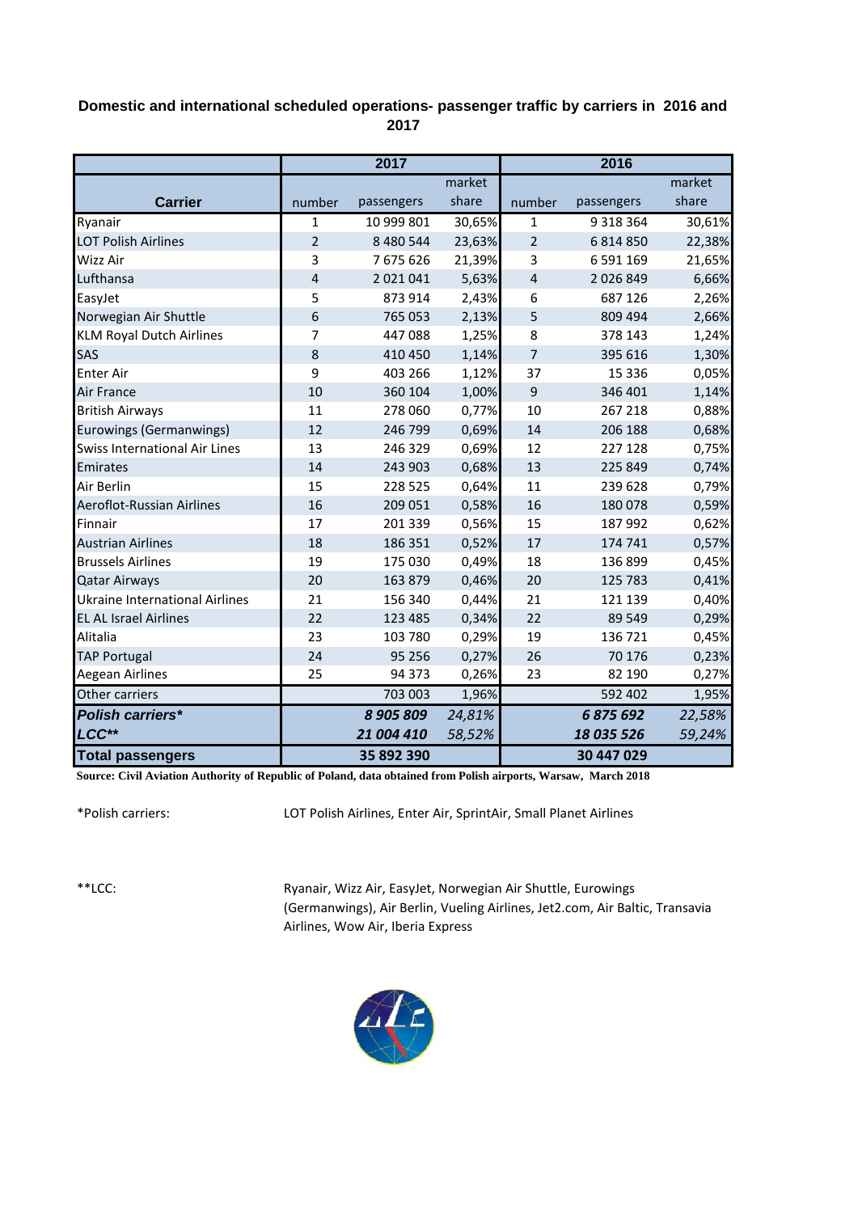**Domestic and international scheduled operations- passenger traffic by carriers in 2016 and 2017**

| | 2017 | | | 2016 | | |
|---|---|---|---|---|---|---|
| **Carrier** | number | passengers | market share | number | passengers | market share |
| Ryanair | 1 | 10 999 801 | 30,65% | 1 | 9 318 364 | 30,61% |
| LOT Polish Airlines | 2 | 8 480 544 | 23,63% | 2 | 6 814 850 | 22,38% |
| Wizz Air | 3 | 7 675 626 | 21,39% | 3 | 6 591 169 | 21,65% |
| Lufthansa | 4 | 2 021 041 | 5,63% | 4 | 2 026 849 | 6,66% |
| EasyJet | 5 | 873 914 | 2,43% | 6 | 687 126 | 2,26% |
| Norwegian Air Shuttle | 6 | 765 053 | 2,13% | 5 | 809 494 | 2,66% |
| KLM Royal Dutch Airlines | 7 | 447 088 | 1,25% | 8 | 378 143 | 1,24% |
| SAS | 8 | 410 450 | 1,14% | 7 | 395 616 | 1,30% |
| Enter Air | 9 | 403 266 | 1,12% | 37 | 15 336 | 0,05% |
| Air France | 10 | 360 104 | 1,00% | 9 | 346 401 | 1,14% |
| British Airways | 11 | 278 060 | 0,77% | 10 | 267 218 | 0,88% |
| Eurowings (Germanwings) | 12 | 246 799 | 0,69% | 14 | 206 188 | 0,68% |
| Swiss International Air Lines | 13 | 246 329 | 0,69% | 12 | 227 128 | 0,75% |
| Emirates | 14 | 243 903 | 0,68% | 13 | 225 849 | 0,74% |
| Air Berlin | 15 | 228 525 | 0,64% | 11 | 239 628 | 0,79% |
| Aeroflot-Russian Airlines | 16 | 209 051 | 0,58% | 16 | 180 078 | 0,59% |
| Finnair | 17 | 201 339 | 0,56% | 15 | 187 992 | 0,62% |
| Austrian Airlines | 18 | 186 351 | 0,52% | 17 | 174 741 | 0,57% |
| Brussels Airlines | 19 | 175 030 | 0,49% | 18 | 136 899 | 0,45% |
| Qatar Airways | 20 | 163 879 | 0,46% | 20 | 125 783 | 0,41% |
| Ukraine International Airlines | 21 | 156 340 | 0,44% | 21 | 121 139 | 0,40% |
| EL AL Israel Airlines | 22 | 123 485 | 0,34% | 22 | 89 549 | 0,29% |
| Alitalia | 23 | 103 780 | 0,29% | 19 | 136 721 | 0,45% |
| TAP Portugal | 24 | 95 256 | 0,27% | 26 | 70 176 | 0,23% |
| Aegean Airlines | 25 | 94 373 | 0,26% | 23 | 82 190 | 0,27% |
| Other carriers | | 703 003 | 1,96% | | 592 402 | 1,95% |
| ***Polish carriers**** | | ***8 905 809*** | *24,81%* | | ***6 875 692*** | *22,58%* |
| ***LCC***** | | ***21 004 410*** | *58,52%* | | ***18 035 526*** | *59,24%* |
| **Total passengers** | | **35 892 390** | | | **30 447 029** | |

**Source: Civil Aviation Authority of Republic of Poland, data obtained from Polish airports, Warsaw, March 2018**

*Polish carriers: LOT Polish Airlines, Enter Air, SprintAir, Small Planet Airlines

**LCC: Ryanair, Wizz Air, EasyJet, Norwegian Air Shuttle, Eurowings (Germanwings), Air Berlin, Vueling Airlines, Jet2.com, Air Baltic, Transavia Airlines, Wow Air, Iberia Express